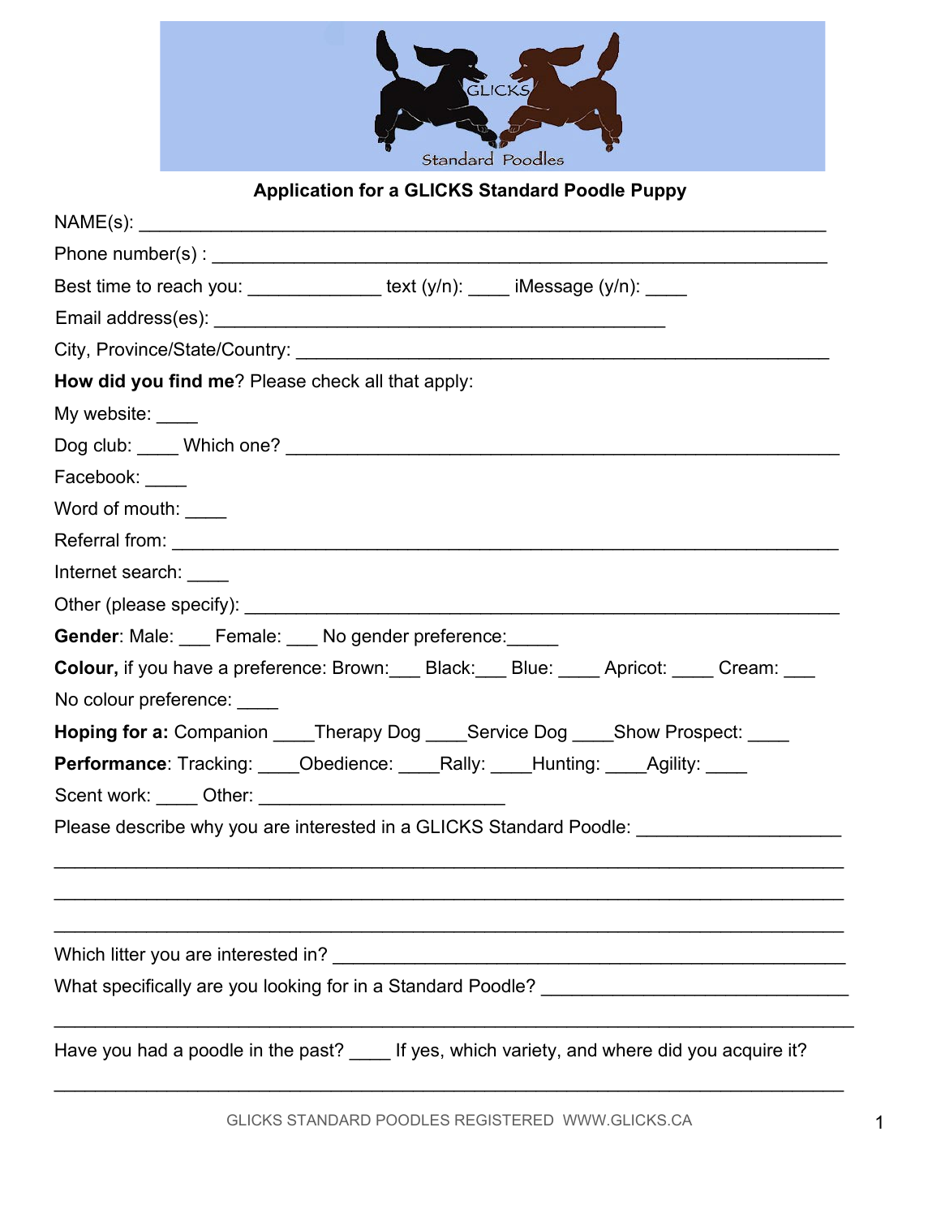GLICKS

Standard Poodles

## Application for a GLICKS Standard Poodle Puppy

NAME(s): ___________________________________________________________________

Phone number(s) : ___________________________________________________________

Best time to reach you: _____________ text (y/n): ____ iMessage (y/n): ____

Email address(es): ____________________________________________

City, Province/State/Country: ____________________________________________________

**How did you find me**? Please check all that apply:

My website: ____

Dog club: ____ Which one? _____________________________________________________

Facebook: ____

Word of mouth: ____

Referral from: _________________________________________________________________

Internet search: ____

Other (please specify): _____________________________________________________

**Gender**: Male: ___ Female: ___ No gender preference:_____

**Colour,** if you have a preference: Brown:___ Black:___ Blue: ____ Apricot: ____ Cream: ___

No colour preference: ____

**Hoping for a:** Companion ____Therapy Dog ____Service Dog ____Show Prospect: ____

**Performance**: Tracking: ____Obedience: ____Rally: ____Hunting: ____Agility: ____

Scent work: ____ Other: ________________________

Please describe why you are interested in a GLICKS Standard Poodle: ___________________

_____________________________________________________________________________

_____________________________________________________________________________

_____________________________________________________________________________

Which litter you are interested in? _________________________________________________

What specifically are you looking for in a Standard Poodle? ______________________________

_____________________________________________________________________________

Have you had a poodle in the past? ____ If yes, which variety, and where did you acquire it?

_____________________________________________________________________________

GLICKS STANDARD POODLES REGISTERED WWW.GLICKS.CA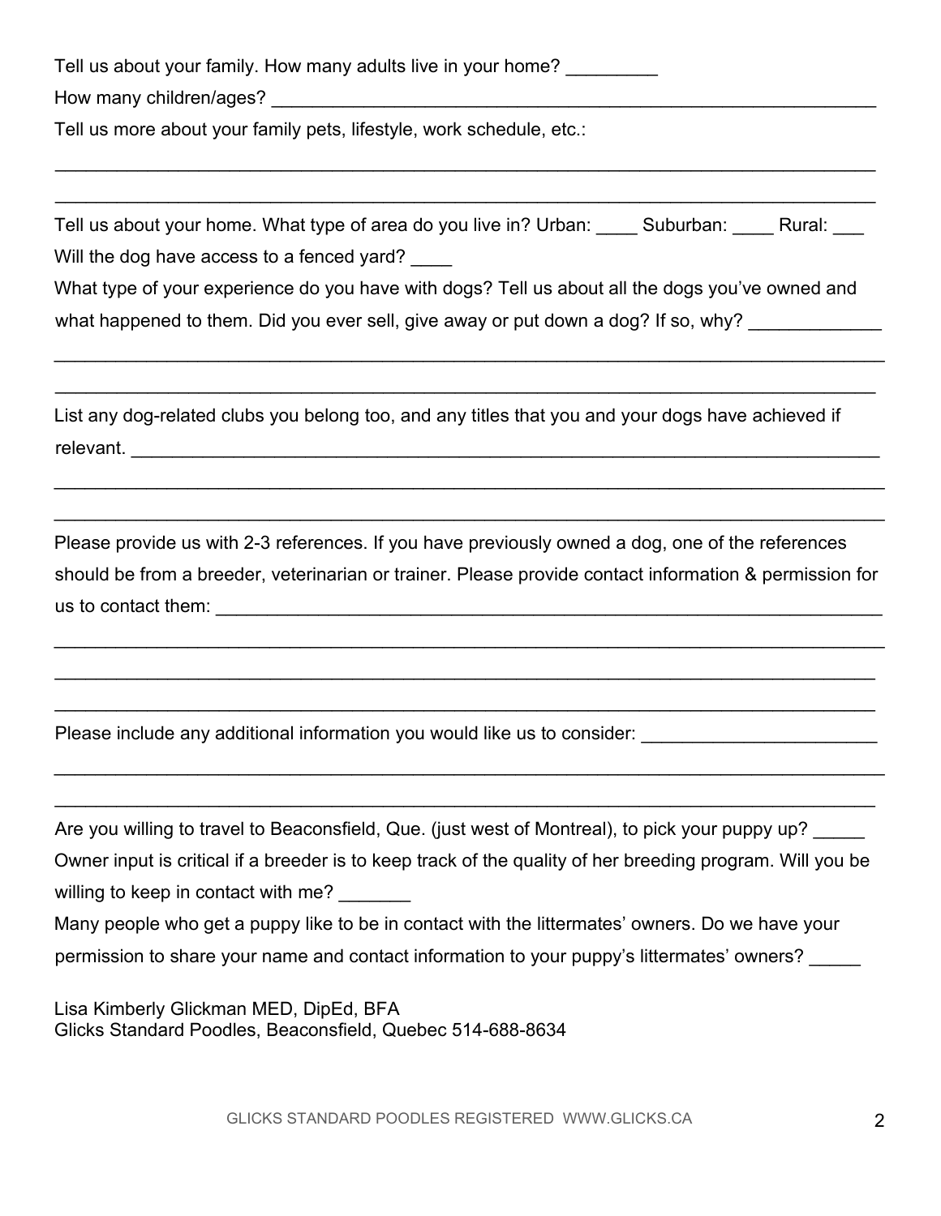Tell us about your family. How many adults live in your home? _________

How many children/ages? _______________________________________________________________

Tell us more about your family pets, lifestyle, work schedule, etc.:

_______________________________________________________________________________

_______________________________________________________________________________

Tell us about your home. What type of area do you live in? Urban: ____ Suburban: ____ Rural: ___

Will the dog have access to a fenced yard? ____

What type of your experience do you have with dogs? Tell us about all the dogs you've owned and what happened to them. Did you ever sell, give away or put down a dog? If so, why? _____________

_______________________________________________________________________________

_______________________________________________________________________________

List any dog-related clubs you belong too, and any titles that you and your dogs have achieved if relevant. ___________________________________________________________________________

_______________________________________________________________________________

_______________________________________________________________________________

Please provide us with 2-3 references. If you have previously owned a dog, one of the references should be from a breeder, veterinarian or trainer. Please provide contact information & permission for us to contact them: ____________________________________________________________________

_______________________________________________________________________________

_______________________________________________________________________________

_______________________________________________________________________________

Please include any additional information you would like us to consider: _______________________

_______________________________________________________________________________

_______________________________________________________________________________

Are you willing to travel to Beaconsfield, Que. (just west of Montreal), to pick your puppy up? _____

Owner input is critical if a breeder is to keep track of the quality of her breeding program. Will you be willing to keep in contact with me? _______

Many people who get a puppy like to be in contact with the littermates' owners. Do we have your permission to share your name and contact information to your puppy's littermates' owners? _____

Lisa Kimberly Glickman MED, DipEd, BFA
Glicks Standard Poodles, Beaconsfield, Quebec 514-688-8634

GLICKS STANDARD POODLES REGISTERED WWW.GLICKS.CA